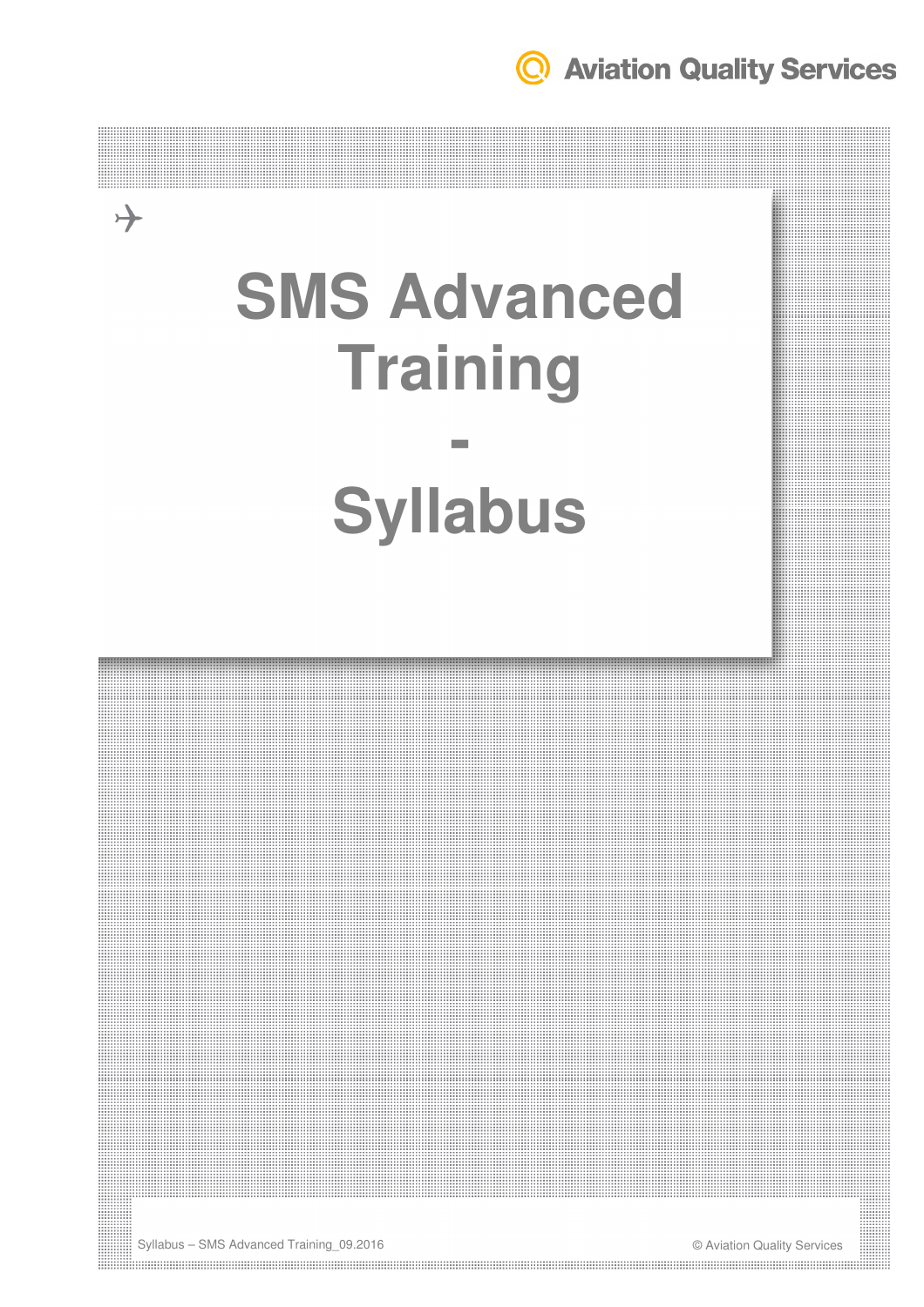# SMS Advanced Training

# -

# Syllabus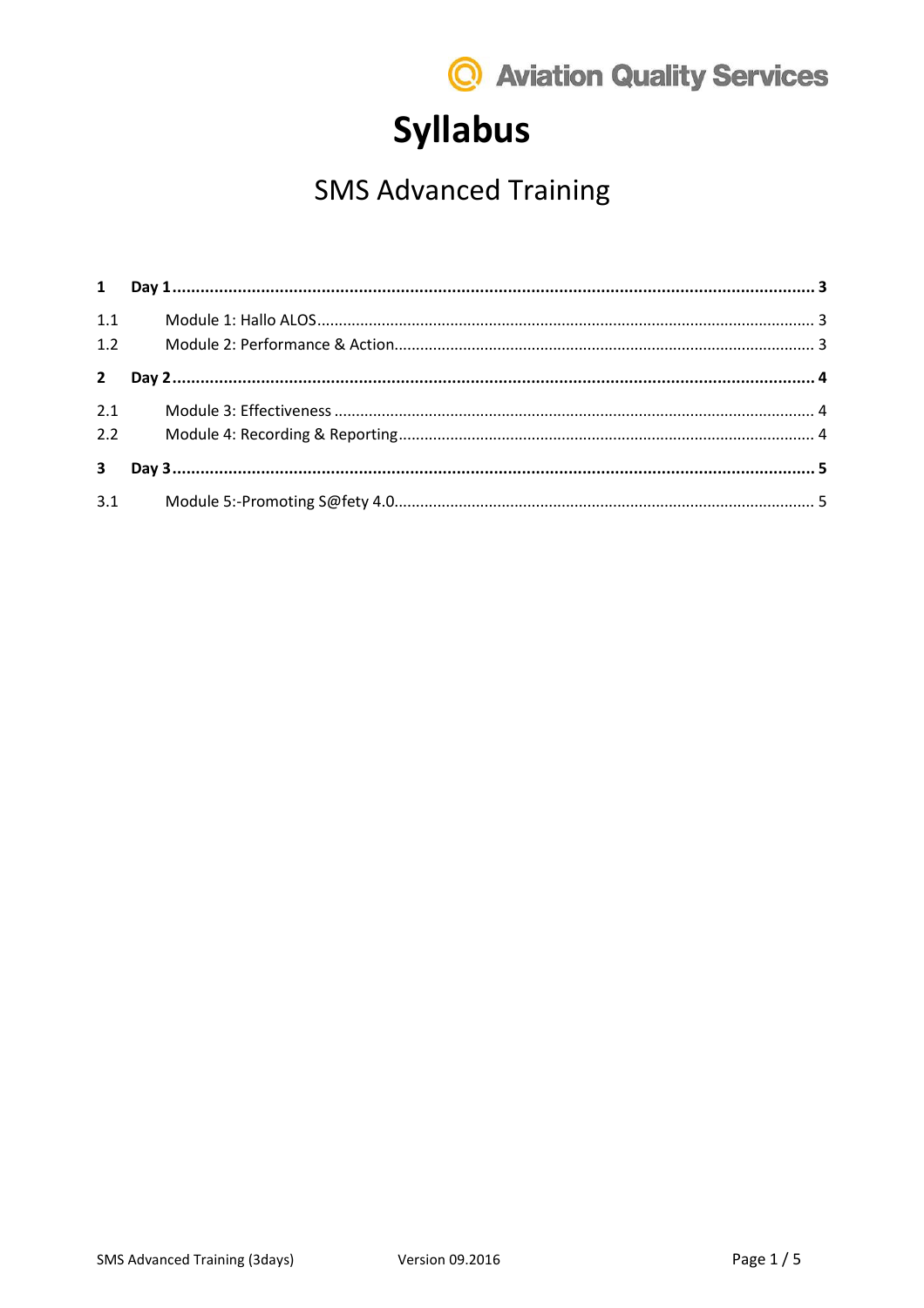Aviation Quality Services

# Syllabus

## SMS Advanced Training

**1 Day 1 ... 3**

1.1 Module 1: Hallo ALOS ... 3

1.2 Module 2: Performance & Action ... 3

**2 Day 2 ... 4**

2.1 Module 3: Effectiveness ... 4

2.2 Module 4: Recording & Reporting ... 4

**3 Day 3 ... 5**

3.1 Module 5:-Promoting S@fety 4.0 ... 5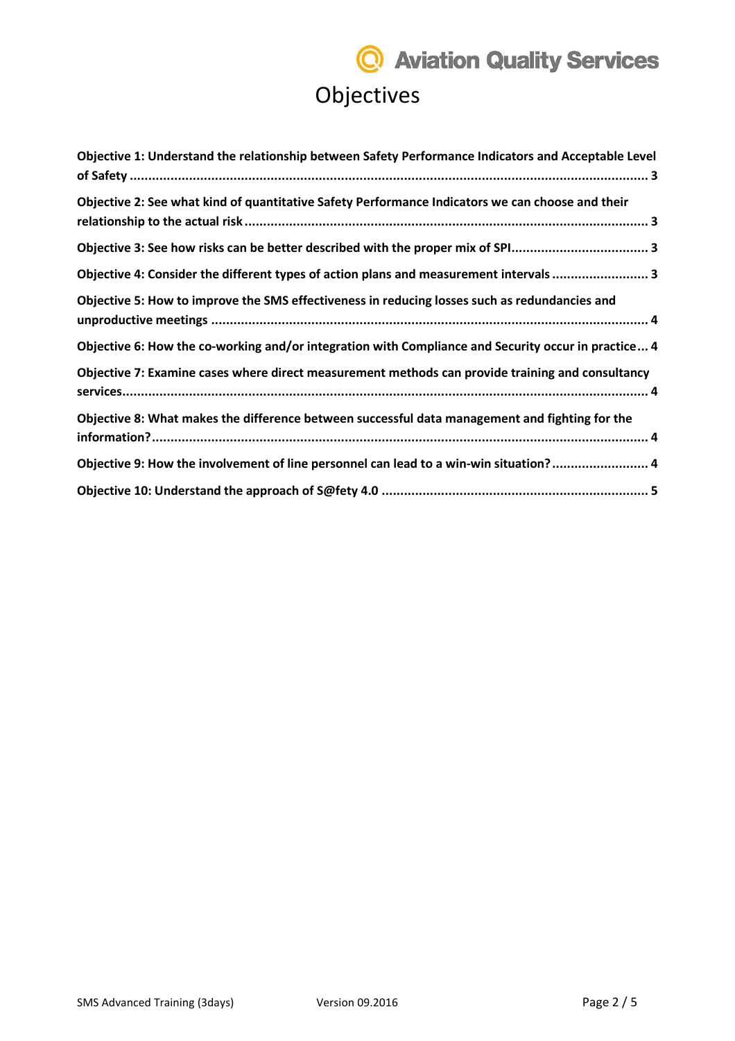# Objectives

Objective 1: Understand the relationship between Safety Performance Indicators and Acceptable Level of Safety ........ 3

Objective 2: See what kind of quantitative Safety Performance Indicators we can choose and their relationship to the actual risk ........ 3

Objective 3: See how risks can be better described with the proper mix of SPI ........ 3

Objective 4: Consider the different types of action plans and measurement intervals ........ 3

Objective 5: How to improve the SMS effectiveness in reducing losses such as redundancies and unproductive meetings ........ 4

Objective 6: How the co-working and/or integration with Compliance and Security occur in practice ... 4

Objective 7: Examine cases where direct measurement methods can provide training and consultancy services ........ 4

Objective 8: What makes the difference between successful data management and fighting for the information? ........ 4

Objective 9: How the involvement of line personnel can lead to a win-win situation? ........ 4

Objective 10: Understand the approach of S@fety 4.0 ........ 5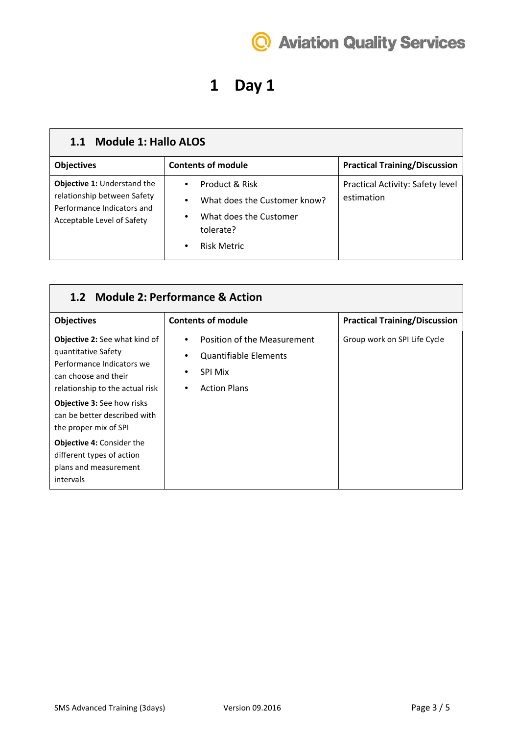# 1 Day 1

## 1.1 Module 1: Hallo ALOS

| Objectives | Contents of module | Practical Training/Discussion |
| --- | --- | --- |
| **Objective 1:** Understand the relationship between Safety Performance Indicators and Acceptable Level of Safety | • Product & Risk<br>• What does the Customer know?<br>• What does the Customer tolerate?<br>• Risk Metric | Practical Activity: Safety level estimation |

## 1.2 Module 2: Performance & Action

| Objectives | Contents of module | Practical Training/Discussion |
| --- | --- | --- |
| **Objective 2:** See what kind of quantitative Safety Performance Indicators we can choose and their relationship to the actual risk<br>**Objective 3:** See how risks can be better described with the proper mix of SPI<br>**Objective 4:** Consider the different types of action plans and measurement intervals | • Position of the Measurement<br>• Quantifiable Elements<br>• SPI Mix<br>• Action Plans | Group work on SPI Life Cycle |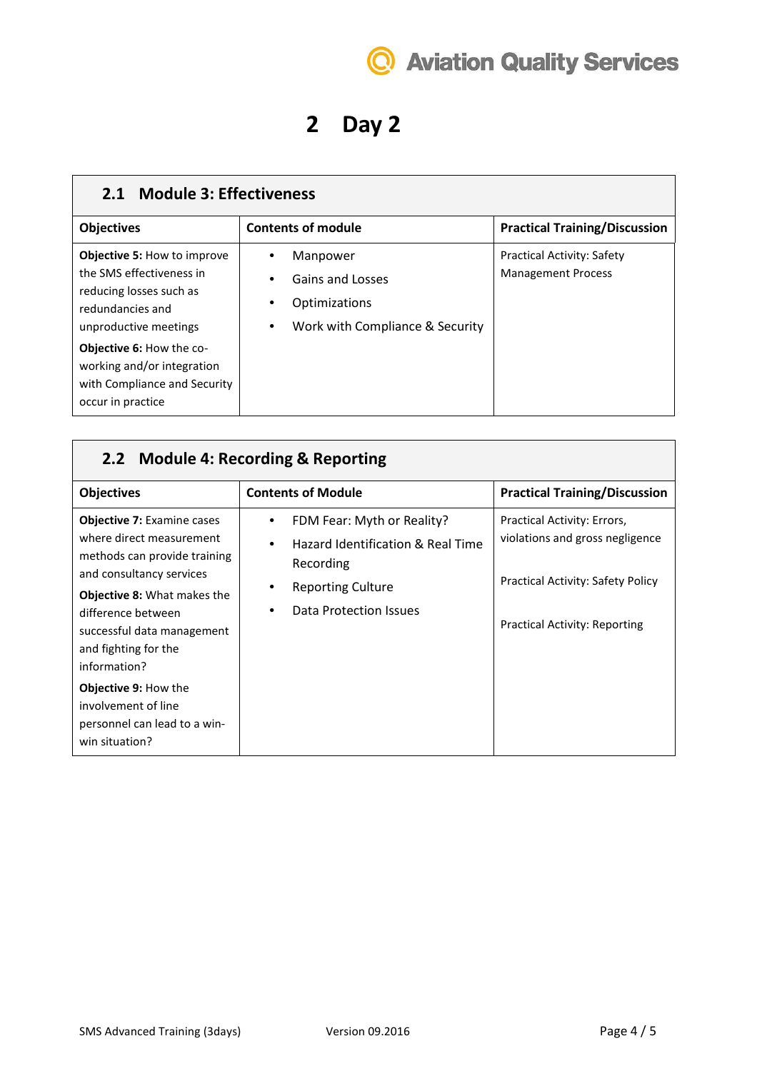# 2 Day 2

## 2.1 Module 3: Effectiveness

| Objectives | Contents of module | Practical Training/Discussion |
|---|---|---|
| **Objective 5:** How to improve the SMS effectiveness in reducing losses such as redundancies and unproductive meetings<br><br>**Objective 6:** How the co-working and/or integration with Compliance and Security occur in practice | • Manpower<br>• Gains and Losses<br>• Optimizations<br>• Work with Compliance & Security | Practical Activity: Safety Management Process |

## 2.2 Module 4: Recording & Reporting

| Objectives | Contents of Module | Practical Training/Discussion |
|---|---|---|
| **Objective 7:** Examine cases where direct measurement methods can provide training and consultancy services<br><br>**Objective 8:** What makes the difference between successful data management and fighting for the information?<br><br>**Objective 9:** How the involvement of line personnel can lead to a win-win situation? | • FDM Fear: Myth or Reality?<br>• Hazard Identification & Real Time Recording<br>• Reporting Culture<br>• Data Protection Issues | Practical Activity: Errors, violations and gross negligence<br><br>Practical Activity: Safety Policy<br><br>Practical Activity: Reporting |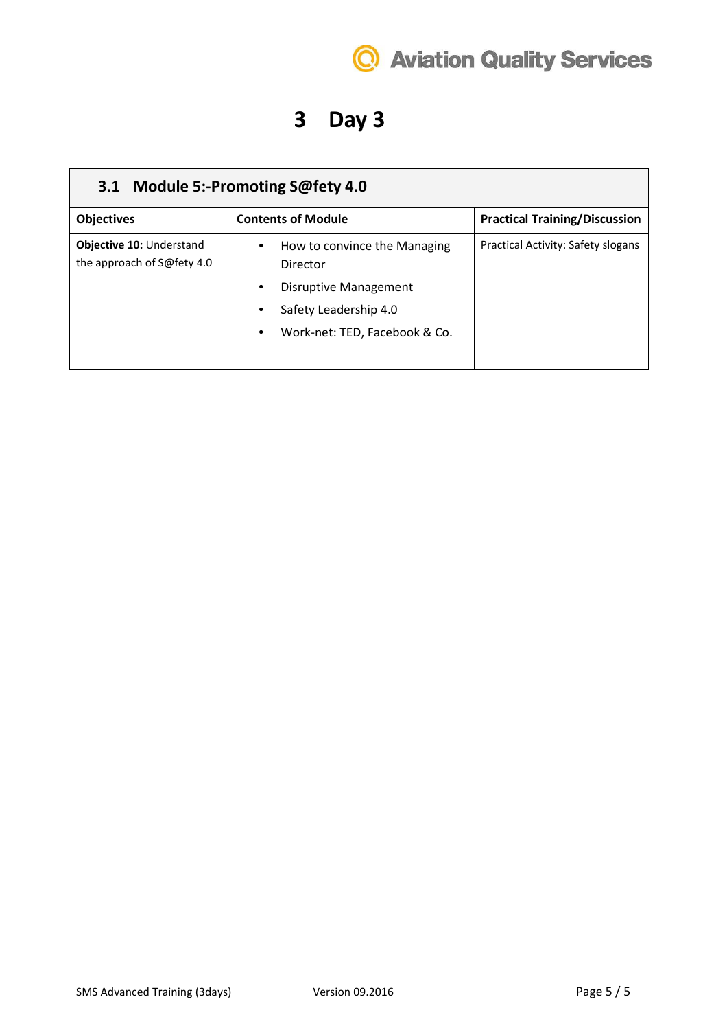# 3 Day 3

## 3.1 Module 5:-Promoting S@fety 4.0

| Objectives | Contents of Module | Practical Training/Discussion |
|---|---|---|
| **Objective 10:** Understand the approach of S@fety 4.0 | • How to convince the Managing Director<br>• Disruptive Management<br>• Safety Leadership 4.0<br>• Work-net: TED, Facebook & Co. | Practical Activity: Safety slogans |